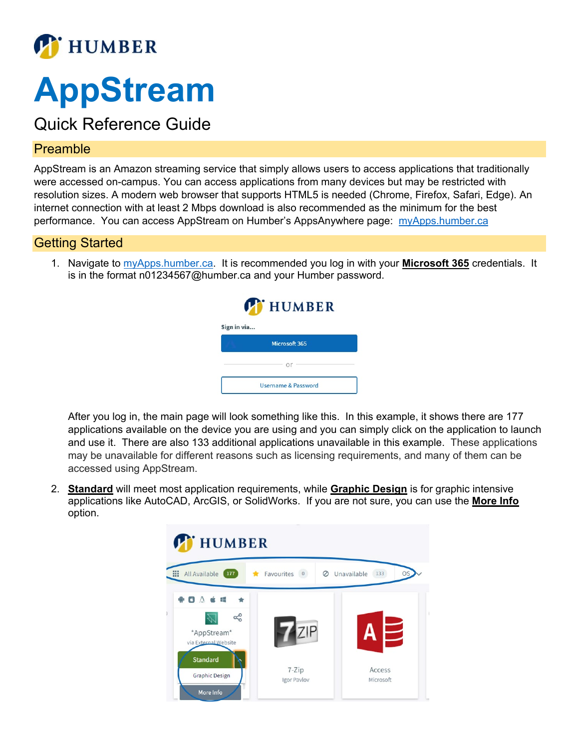# AppStream

Quick Reference Guide

## Preamble

AppStream is an Amazon streaming service that simply allows users to access applications that traditionally were accessed on-campus. You can access applications from many devices but may be restricted with resolution sizes. A modern web browser that supports HTML5 is needed (Chrome, Firefox, Safari, Edge). An internet connection with at least 2 Mbps download is also recommended as the minimum for the best performance. You can access AppStream on Humber's AppsAnywhere page: myApps.humber.ca

## Getting Started

1. Navigate to myApps.humber.ca. It is recommended you log in with your **Microsoft 365** credentials. It is in the format n01234567@humber.ca and your Humber password.

   After you log in, the main page will look something like this. In this example, it shows there are 177 applications available on the device you are using and you can simply click on the application to launch and use it. There are also 133 additional applications unavailable in this example. These applications may be unavailable for different reasons such as licensing requirements, and many of them can be accessed using AppStream.

2. **Standard** will meet most application requirements, while **Graphic Design** is for graphic intensive applications like AutoCAD, ArcGIS, or SolidWorks. If you are not sure, you can use the **More Info** option.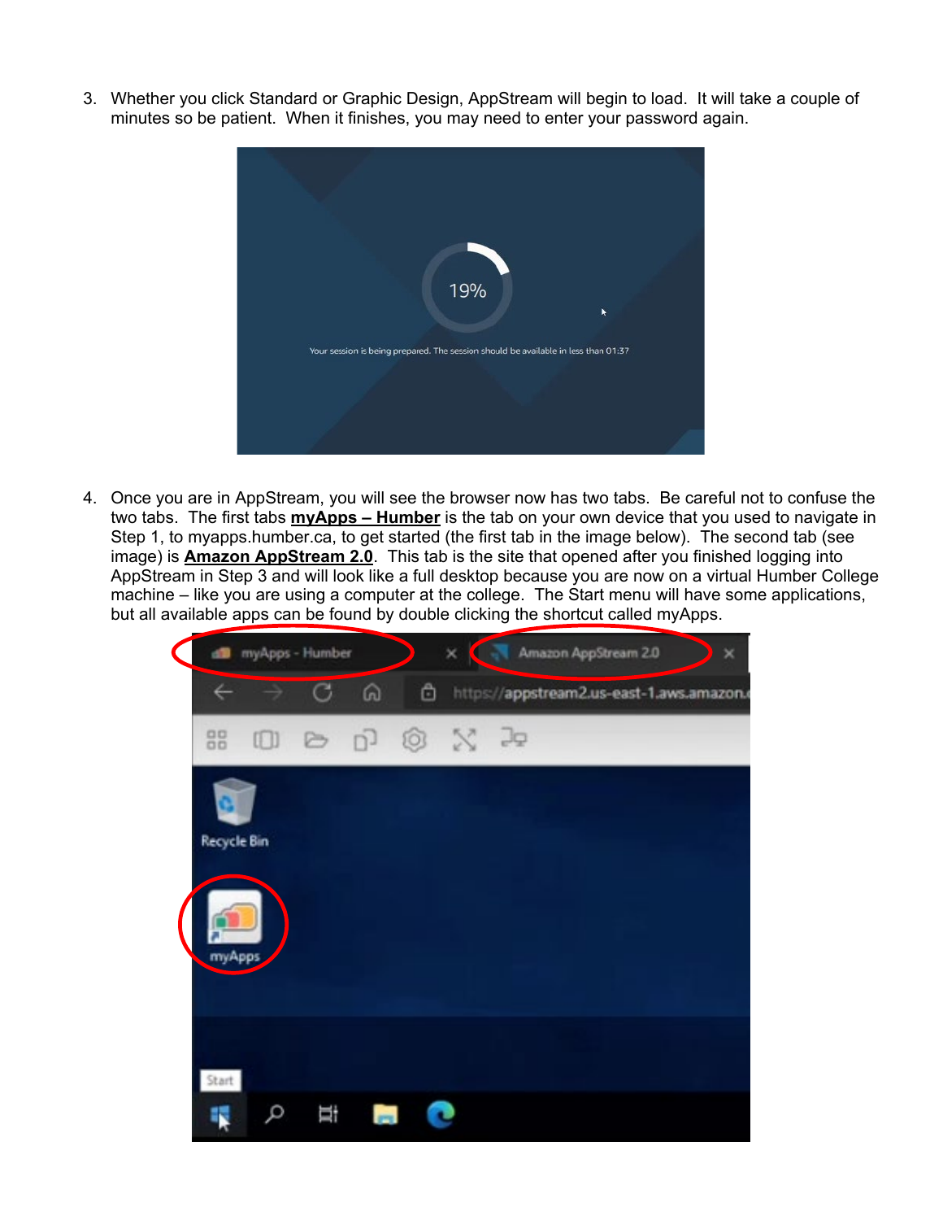3. Whether you click Standard or Graphic Design, AppStream will begin to load. It will take a couple of minutes so be patient. When it finishes, you may need to enter your password again.

4. Once you are in AppStream, you will see the browser now has two tabs. Be careful not to confuse the two tabs. The first tabs **myApps – Humber** is the tab on your own device that you used to navigate in Step 1, to myapps.humber.ca, to get started (the first tab in the image below). The second tab (see image) is **Amazon AppStream 2.0**. This tab is the site that opened after you finished logging into AppStream in Step 3 and will look like a full desktop because you are now on a virtual Humber College machine – like you are using a computer at the college. The Start menu will have some applications, but all available apps can be found by double clicking the shortcut called myApps.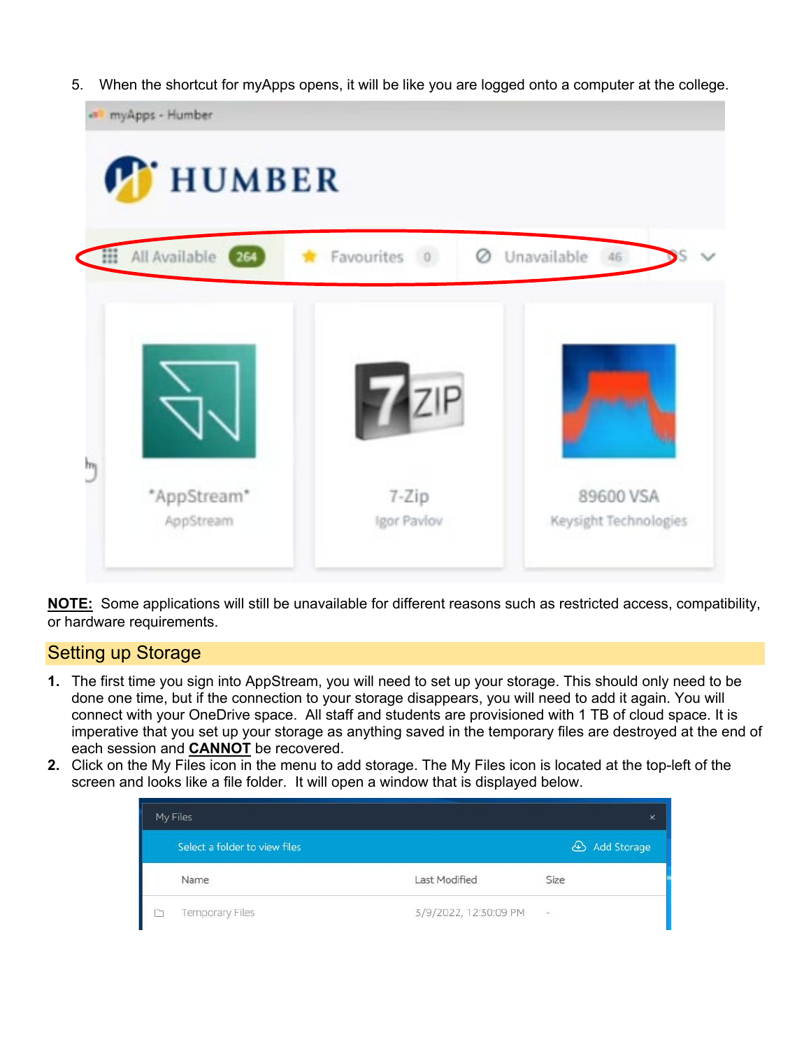5. When the shortcut for myApps opens, it will be like you are logged onto a computer at the college.

**NOTE:** Some applications will still be unavailable for different reasons such as restricted access, compatibility, or hardware requirements.

## Setting up Storage

1. The first time you sign into AppStream, you will need to set up your storage. This should only need to be done one time, but if the connection to your storage disappears, you will need to add it again. You will connect with your OneDrive space. All staff and students are provisioned with 1 TB of cloud space. It is imperative that you set up your storage as anything saved in the temporary files are destroyed at the end of each session and **CANNOT** be recovered.
2. Click on the My Files icon in the menu to add storage. The My Files icon is located at the top-left of the screen and looks like a file folder. It will open a window that is displayed below.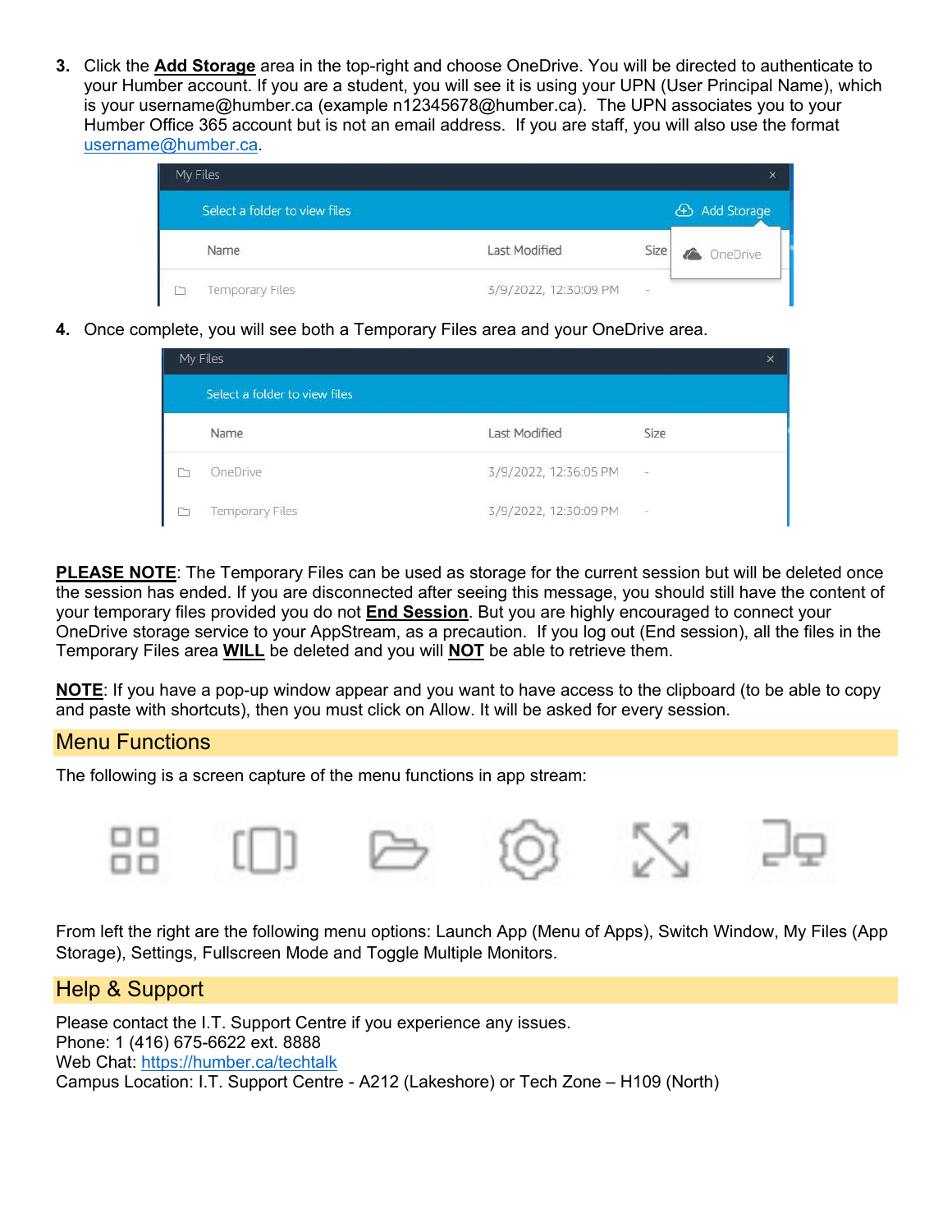3. Click the **Add Storage** area in the top-right and choose OneDrive. You will be directed to authenticate to your Humber account. If you are a student, you will see it is using your UPN (User Principal Name), which is your username@humber.ca (example n12345678@humber.ca). The UPN associates you to your Humber Office 365 account but is not an email address. If you are staff, you will also use the format username@humber.ca.

4. Once complete, you will see both a Temporary Files area and your OneDrive area.

**PLEASE NOTE**: The Temporary Files can be used as storage for the current session but will be deleted once the session has ended. If you are disconnected after seeing this message, you should still have the content of your temporary files provided you do not **End Session**. But you are highly encouraged to connect your OneDrive storage service to your AppStream, as a precaution. If you log out (End session), all the files in the Temporary Files area **WILL** be deleted and you will **NOT** be able to retrieve them.

**NOTE**: If you have a pop-up window appear and you want to have access to the clipboard (to be able to copy and paste with shortcuts), then you must click on Allow. It will be asked for every session.

## Menu Functions

The following is a screen capture of the menu functions in app stream:

From left the right are the following menu options: Launch App (Menu of Apps), Switch Window, My Files (App Storage), Settings, Fullscreen Mode and Toggle Multiple Monitors.

## Help & Support

Please contact the I.T. Support Centre if you experience any issues.
Phone: 1 (416) 675-6622 ext. 8888
Web Chat: https://humber.ca/techtalk
Campus Location: I.T. Support Centre - A212 (Lakeshore) or Tech Zone – H109 (North)